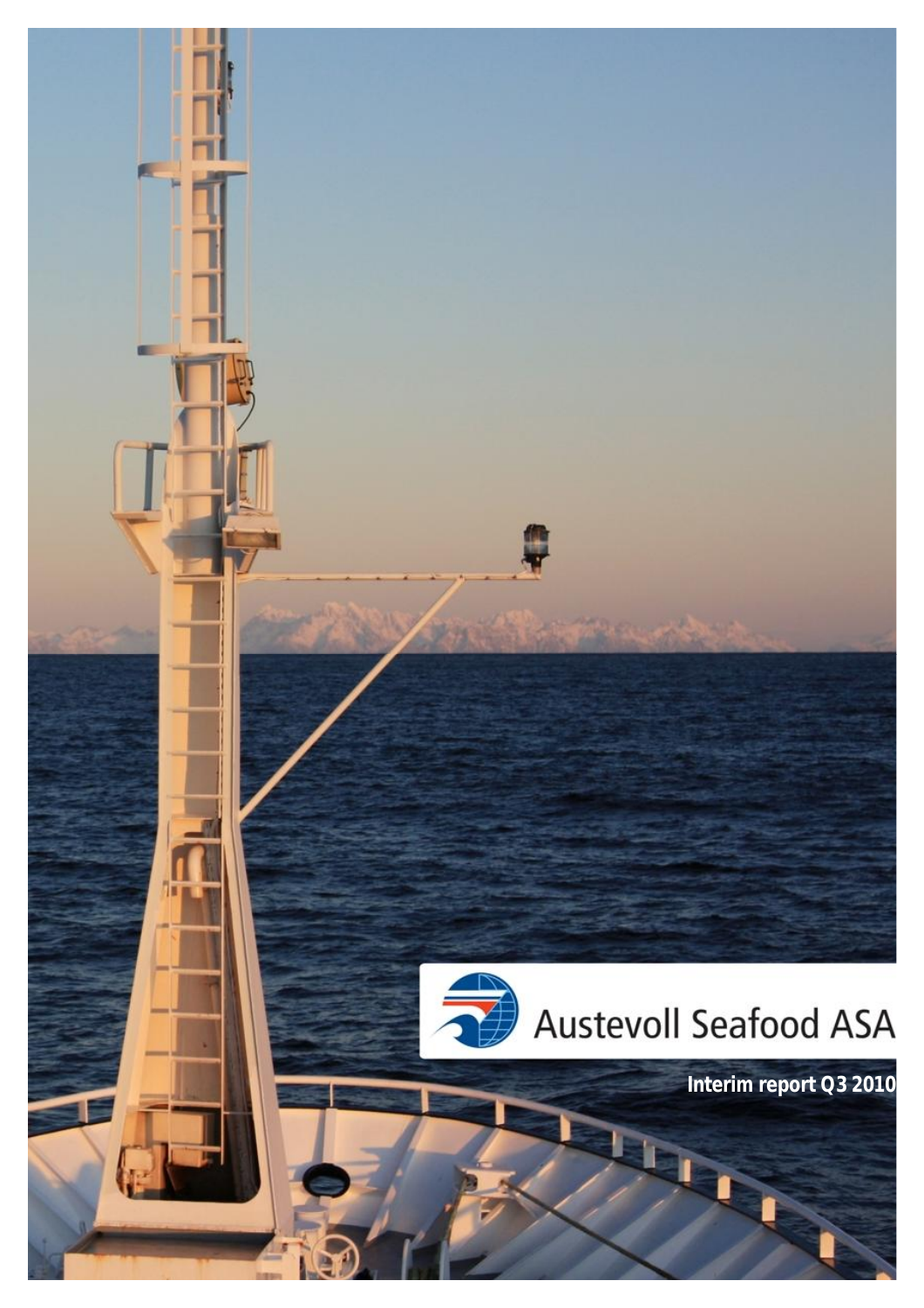Austevoll Seafood ASA

**Interim report Q3 2010**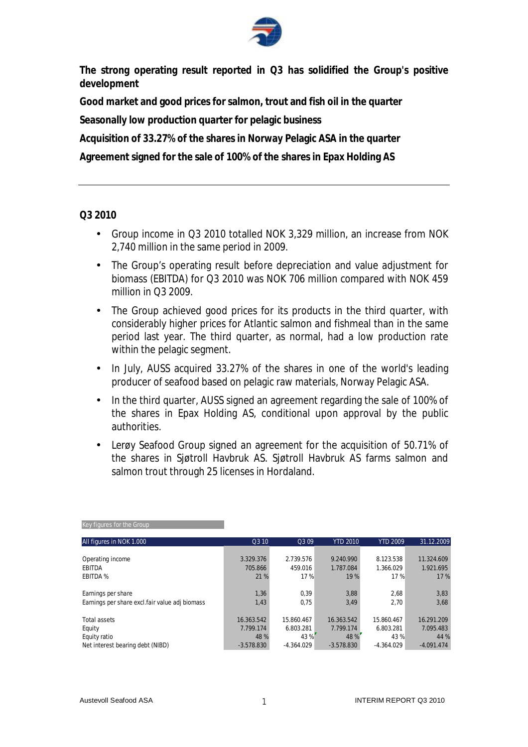**The strong operating result reported in Q3 has solidified the Group's positive development**

**Good market and good prices for salmon, trout and fish oil in the quarter**

**Seasonally low production quarter for pelagic business**

**Acquisition of 33.27% of the shares in Norway Pelagic ASA in the quarter**

**Agreement signed for the sale of 100% of the shares in Epax Holding AS**

---

## Q3 2010

- Group income in Q3 2010 totalled NOK 3,329 million, an increase from NOK 2,740 million in the same period in 2009.
- The Group's operating result before depreciation and value adjustment for biomass (EBITDA) for Q3 2010 was NOK 706 million compared with NOK 459 million in Q3 2009.
- The Group achieved good prices for its products in the third quarter, with considerably higher prices for Atlantic salmon and fishmeal than in the same period last year. The third quarter, as normal, had a low production rate within the pelagic segment.
- In July, AUSS acquired 33.27% of the shares in one of the world's leading producer of seafood based on pelagic raw materials, Norway Pelagic ASA.
- In the third quarter, AUSS signed an agreement regarding the sale of 100% of the shares in Epax Holding AS, conditional upon approval by the public authorities.
- Lerøy Seafood Group signed an agreement for the acquisition of 50.71% of the shares in Sjøtroll Havbruk AS. Sjøtroll Havbruk AS farms salmon and salmon trout through 25 licenses in Hordaland.

Key figures for the Group

| All figures in NOK 1.000 | Q3 10 | Q3 09 | YTD 2010 | YTD 2009 | 31.12.2009 |
|---|---|---|---|---|---|
| Operating income | 3.329.376 | 2.739.576 | 9.240.990 | 8.123.538 | 11.324.609 |
| EBITDA | 705.866 | 459.016 | 1.787.084 | 1.366.029 | 1.921.695 |
| EBITDA % | 21 % | 17 % | 19 % | 17 % | 17 % |
| Earnings per share | 1,36 | 0,39 | 3,88 | 2,68 | 3,83 |
| Earnings per share excl.fair value adj biomass | 1,43 | 0,75 | 3,49 | 2,70 | 3,68 |
| Total assets | 16.363.542 | 15.860.467 | 16.363.542 | 15.860.467 | 16.291.209 |
| Equity | 7.799.174 | 6.803.281 | 7.799.174 | 6.803.281 | 7.095.483 |
| Equity ratio | 48 % | 43 % | 48 % | 43 % | 44 % |
| Net interest bearing debt (NIBD) | -3.578.830 | -4.364.029 | -3.578.830 | -4.364.029 | -4.091.474 |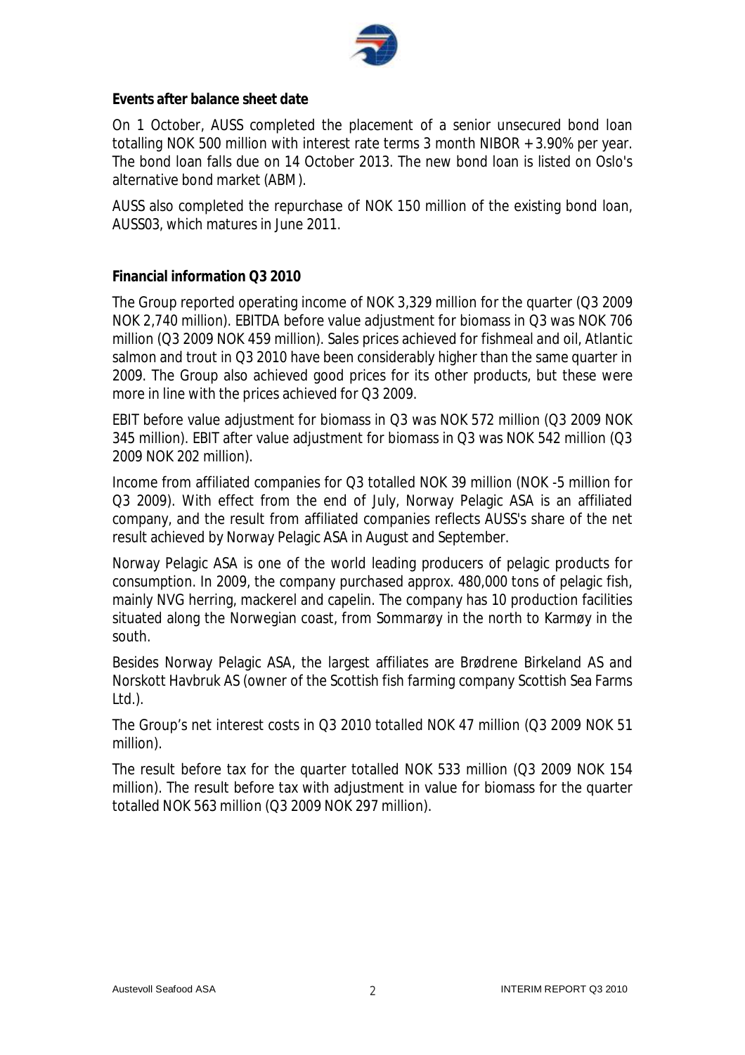**Events after balance sheet date**

On 1 October, AUSS completed the placement of a senior unsecured bond loan totalling NOK 500 million with interest rate terms 3 month NIBOR + 3.90% per year. The bond loan falls due on 14 October 2013. The new bond loan is listed on Oslo's alternative bond market (ABM).

AUSS also completed the repurchase of NOK 150 million of the existing bond loan, AUSS03, which matures in June 2011.

**Financial information Q3 2010**

The Group reported operating income of NOK 3,329 million for the quarter (Q3 2009 NOK 2,740 million). EBITDA before value adjustment for biomass in Q3 was NOK 706 million (Q3 2009 NOK 459 million). Sales prices achieved for fishmeal and oil, Atlantic salmon and trout in Q3 2010 have been considerably higher than the same quarter in 2009. The Group also achieved good prices for its other products, but these were more in line with the prices achieved for Q3 2009.

EBIT before value adjustment for biomass in Q3 was NOK 572 million (Q3 2009 NOK 345 million). EBIT after value adjustment for biomass in Q3 was NOK 542 million (Q3 2009 NOK 202 million).

Income from affiliated companies for Q3 totalled NOK 39 million (NOK -5 million for Q3 2009). With effect from the end of July, Norway Pelagic ASA is an affiliated company, and the result from affiliated companies reflects AUSS's share of the net result achieved by Norway Pelagic ASA in August and September.

Norway Pelagic ASA is one of the world leading producers of pelagic products for consumption. In 2009, the company purchased approx. 480,000 tons of pelagic fish, mainly NVG herring, mackerel and capelin. The company has 10 production facilities situated along the Norwegian coast, from Sommarøy in the north to Karmøy in the south.

Besides Norway Pelagic ASA, the largest affiliates are Brødrene Birkeland AS and Norskott Havbruk AS (owner of the Scottish fish farming company Scottish Sea Farms Ltd.).

The Group's net interest costs in Q3 2010 totalled NOK 47 million (Q3 2009 NOK 51 million).

The result before tax for the quarter totalled NOK 533 million (Q3 2009 NOK 154 million). The result before tax with adjustment in value for biomass for the quarter totalled NOK 563 million (Q3 2009 NOK 297 million).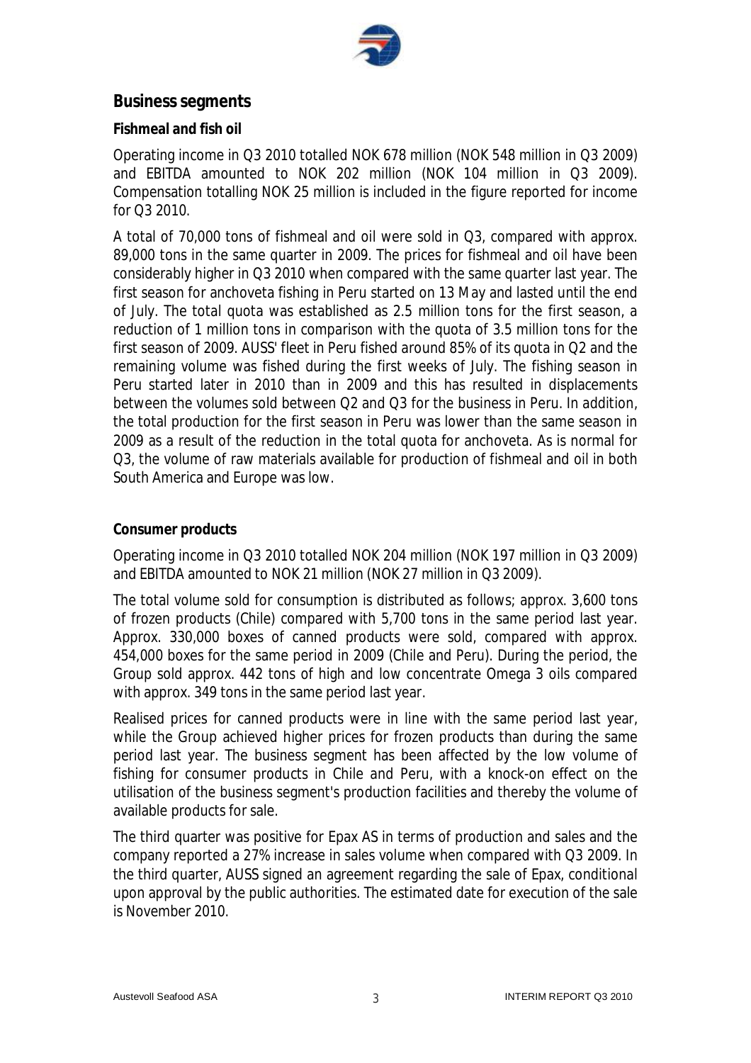## Business segments

### Fishmeal and fish oil

Operating income in Q3 2010 totalled NOK 678 million (NOK 548 million in Q3 2009) and EBITDA amounted to NOK 202 million (NOK 104 million in Q3 2009). Compensation totalling NOK 25 million is included in the figure reported for income for Q3 2010.

A total of 70,000 tons of fishmeal and oil were sold in Q3, compared with approx. 89,000 tons in the same quarter in 2009. The prices for fishmeal and oil have been considerably higher in Q3 2010 when compared with the same quarter last year. The first season for anchoveta fishing in Peru started on 13 May and lasted until the end of July. The total quota was established as 2.5 million tons for the first season, a reduction of 1 million tons in comparison with the quota of 3.5 million tons for the first season of 2009. AUSS' fleet in Peru fished around 85% of its quota in Q2 and the remaining volume was fished during the first weeks of July. The fishing season in Peru started later in 2010 than in 2009 and this has resulted in displacements between the volumes sold between Q2 and Q3 for the business in Peru. In addition, the total production for the first season in Peru was lower than the same season in 2009 as a result of the reduction in the total quota for anchoveta. As is normal for Q3, the volume of raw materials available for production of fishmeal and oil in both South America and Europe was low.

### Consumer products

Operating income in Q3 2010 totalled NOK 204 million (NOK 197 million in Q3 2009) and EBITDA amounted to NOK 21 million (NOK 27 million in Q3 2009).

The total volume sold for consumption is distributed as follows; approx. 3,600 tons of frozen products (Chile) compared with 5,700 tons in the same period last year. Approx. 330,000 boxes of canned products were sold, compared with approx. 454,000 boxes for the same period in 2009 (Chile and Peru). During the period, the Group sold approx. 442 tons of high and low concentrate Omega 3 oils compared with approx. 349 tons in the same period last year.

Realised prices for canned products were in line with the same period last year, while the Group achieved higher prices for frozen products than during the same period last year. The business segment has been affected by the low volume of fishing for consumer products in Chile and Peru, with a knock-on effect on the utilisation of the business segment's production facilities and thereby the volume of available products for sale.

The third quarter was positive for Epax AS in terms of production and sales and the company reported a 27% increase in sales volume when compared with Q3 2009. In the third quarter, AUSS signed an agreement regarding the sale of Epax, conditional upon approval by the public authorities. The estimated date for execution of the sale is November 2010.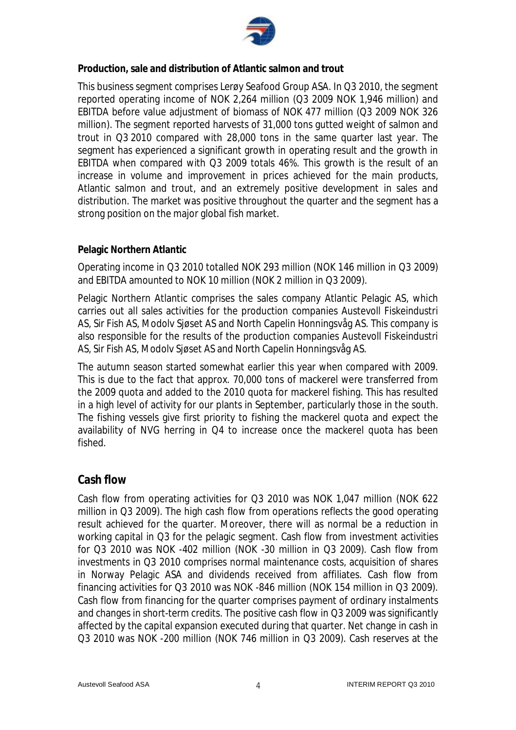**Production, sale and distribution of Atlantic salmon and trout**

This business segment comprises Lerøy Seafood Group ASA. In Q3 2010, the segment reported operating income of NOK 2,264 million (Q3 2009 NOK 1,946 million) and EBITDA before value adjustment of biomass of NOK 477 million (Q3 2009 NOK 326 million). The segment reported harvests of 31,000 tons gutted weight of salmon and trout in Q3 2010 compared with 28,000 tons in the same quarter last year. The segment has experienced a significant growth in operating result and the growth in EBITDA when compared with Q3 2009 totals 46%. This growth is the result of an increase in volume and improvement in prices achieved for the main products, Atlantic salmon and trout, and an extremely positive development in sales and distribution. The market was positive throughout the quarter and the segment has a strong position on the major global fish market.

**Pelagic Northern Atlantic**

Operating income in Q3 2010 totalled NOK 293 million (NOK 146 million in Q3 2009) and EBITDA amounted to NOK 10 million (NOK 2 million in Q3 2009).

Pelagic Northern Atlantic comprises the sales company Atlantic Pelagic AS, which carries out all sales activities for the production companies Austevoll Fiskeindustri AS, Sir Fish AS, Modolv Sjøset AS and North Capelin Honningsvåg AS. This company is also responsible for the results of the production companies Austevoll Fiskeindustri AS, Sir Fish AS, Modolv Sjøset AS and North Capelin Honningsvåg AS.

The autumn season started somewhat earlier this year when compared with 2009. This is due to the fact that approx. 70,000 tons of mackerel were transferred from the 2009 quota and added to the 2010 quota for mackerel fishing. This has resulted in a high level of activity for our plants in September, particularly those in the south. The fishing vessels give first priority to fishing the mackerel quota and expect the availability of NVG herring in Q4 to increase once the mackerel quota has been fished.

## Cash flow

Cash flow from operating activities for Q3 2010 was NOK 1,047 million (NOK 622 million in Q3 2009). The high cash flow from operations reflects the good operating result achieved for the quarter. Moreover, there will as normal be a reduction in working capital in Q3 for the pelagic segment. Cash flow from investment activities for Q3 2010 was NOK -402 million (NOK -30 million in Q3 2009). Cash flow from investments in Q3 2010 comprises normal maintenance costs, acquisition of shares in Norway Pelagic ASA and dividends received from affiliates. Cash flow from financing activities for Q3 2010 was NOK -846 million (NOK 154 million in Q3 2009). Cash flow from financing for the quarter comprises payment of ordinary instalments and changes in short-term credits. The positive cash flow in Q3 2009 was significantly affected by the capital expansion executed during that quarter. Net change in cash in Q3 2010 was NOK -200 million (NOK 746 million in Q3 2009). Cash reserves at the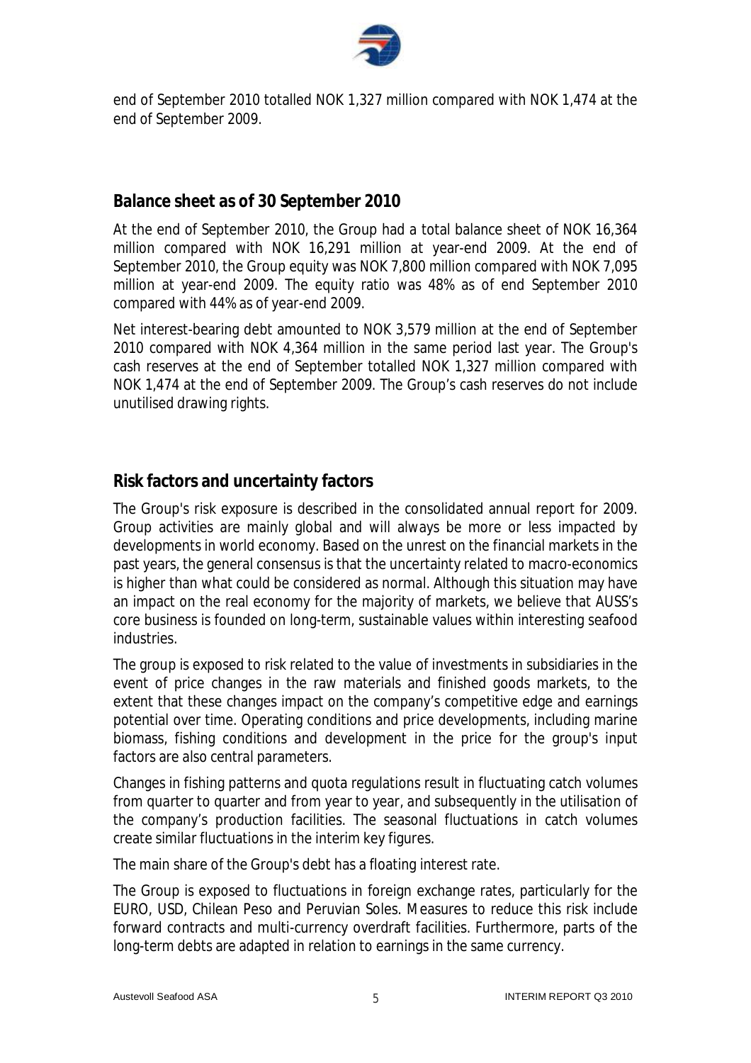end of September 2010 totalled NOK 1,327 million compared with NOK 1,474 at the end of September 2009.

## Balance sheet as of 30 September 2010

At the end of September 2010, the Group had a total balance sheet of NOK 16,364 million compared with NOK 16,291 million at year-end 2009. At the end of September 2010, the Group equity was NOK 7,800 million compared with NOK 7,095 million at year-end 2009. The equity ratio was 48% as of end September 2010 compared with 44% as of year-end 2009.

Net interest-bearing debt amounted to NOK 3,579 million at the end of September 2010 compared with NOK 4,364 million in the same period last year. The Group's cash reserves at the end of September totalled NOK 1,327 million compared with NOK 1,474 at the end of September 2009. The Group's cash reserves do not include unutilised drawing rights.

## Risk factors and uncertainty factors

The Group's risk exposure is described in the consolidated annual report for 2009. Group activities are mainly global and will always be more or less impacted by developments in world economy. Based on the unrest on the financial markets in the past years, the general consensus is that the uncertainty related to macro-economics is higher than what could be considered as normal. Although this situation may have an impact on the real economy for the majority of markets, we believe that AUSS's core business is founded on long-term, sustainable values within interesting seafood industries.

The group is exposed to risk related to the value of investments in subsidiaries in the event of price changes in the raw materials and finished goods markets, to the extent that these changes impact on the company's competitive edge and earnings potential over time. Operating conditions and price developments, including marine biomass, fishing conditions and development in the price for the group's input factors are also central parameters.

Changes in fishing patterns and quota regulations result in fluctuating catch volumes from quarter to quarter and from year to year, and subsequently in the utilisation of the company's production facilities. The seasonal fluctuations in catch volumes create similar fluctuations in the interim key figures.

The main share of the Group's debt has a floating interest rate.

The Group is exposed to fluctuations in foreign exchange rates, particularly for the EURO, USD, Chilean Peso and Peruvian Soles. Measures to reduce this risk include forward contracts and multi-currency overdraft facilities. Furthermore, parts of the long-term debts are adapted in relation to earnings in the same currency.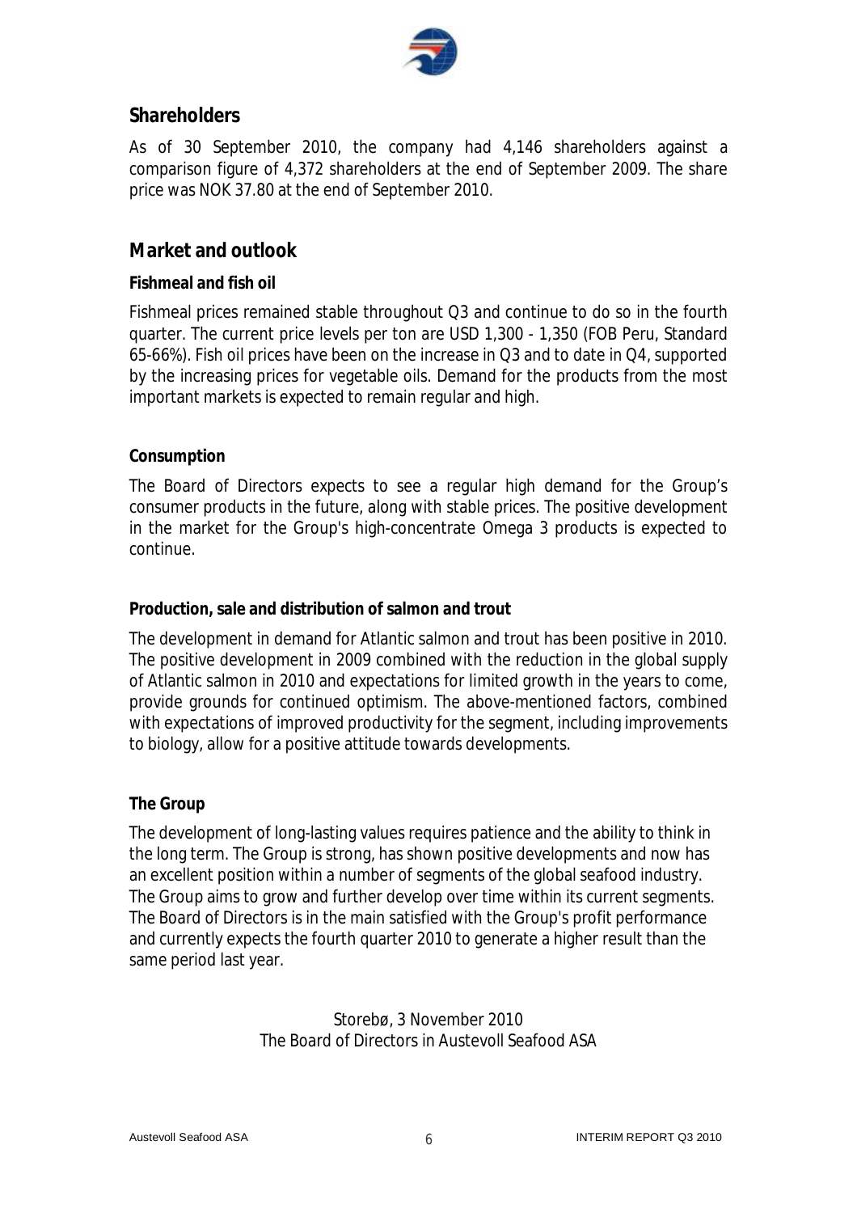## Shareholders

As of 30 September 2010, the company had 4,146 shareholders against a comparison figure of 4,372 shareholders at the end of September 2009. The share price was NOK 37.80 at the end of September 2010.

## Market and outlook

**Fishmeal and fish oil**

Fishmeal prices remained stable throughout Q3 and continue to do so in the fourth quarter. The current price levels per ton are USD 1,300 - 1,350 (FOB Peru, Standard 65-66%). Fish oil prices have been on the increase in Q3 and to date in Q4, supported by the increasing prices for vegetable oils. Demand for the products from the most important markets is expected to remain regular and high.

**Consumption**

The Board of Directors expects to see a regular high demand for the Group's consumer products in the future, along with stable prices. The positive development in the market for the Group's high-concentrate Omega 3 products is expected to continue.

**Production, sale and distribution of salmon and trout**

The development in demand for Atlantic salmon and trout has been positive in 2010. The positive development in 2009 combined with the reduction in the global supply of Atlantic salmon in 2010 and expectations for limited growth in the years to come, provide grounds for continued optimism. The above-mentioned factors, combined with expectations of improved productivity for the segment, including improvements to biology, allow for a positive attitude towards developments.

**The Group**

The development of long-lasting values requires patience and the ability to think in the long term. The Group is strong, has shown positive developments and now has an excellent position within a number of segments of the global seafood industry. The Group aims to grow and further develop over time within its current segments. The Board of Directors is in the main satisfied with the Group's profit performance and currently expects the fourth quarter 2010 to generate a higher result than the same period last year.

Storebø, 3 November 2010
The Board of Directors in Austevoll Seafood ASA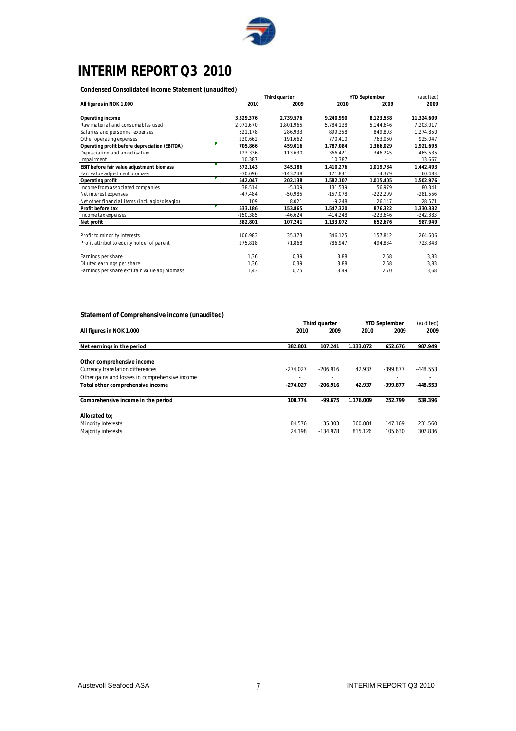# INTERIM REPORT Q3 2010

**Condensed Consolidated Income Statement (unaudited)**

| All figures in NOK 1.000 | Third quarter 2010 | Third quarter 2009 | YTD September 2010 | YTD September 2009 | (audited) 2009 |
|---|---|---|---|---|---|
| **Operating income** | **3.329.376** | **2.739.576** | **9.240.990** | **8.123.538** | **11.324.609** |
| Raw material and consumables used | 2.071.670 | 1.801.965 | 5.784.138 | 5.144.646 | 7.203.017 |
| Salaries and personnel expenses | 321.178 | 286.933 | 899.358 | 849.803 | 1.274.850 |
| Other operating expenses | 230.662 | 191.662 | 770.410 | 763.060 | 925.047 |
| **Operating profit before depreciation (EBITDA)** | **705.866** | **459.016** | **1.787.084** | **1.366.029** | **1.921.695** |
| Depreciation and amortisation | 123.336 | 113.630 | 366.421 | 346.245 | 465.535 |
| Impairment | 10.387 | - | 10.387 | - | 13.667 |
| **EBIT before fair value adjustment biomass** | **572.143** | **345.386** | **1.410.276** | **1.019.784** | **1.442.493** |
| Fair value adjustment biomass | -30.096 | -143.248 | 171.831 | -4.379 | 60.483 |
| **Operating profit** | **542.047** | **202.138** | **1.582.107** | **1.015.405** | **1.502.976** |
| Income from associated companies | 38.514 | -5.309 | 131.539 | 56.979 | 80.341 |
| Net interest expenses | -47.484 | -50.985 | -157.078 | -222.209 | -281.556 |
| Net other financial items (incl. agio/disagio) | 109 | 8.021 | -9.248 | 26.147 | 28.571 |
| **Profit before tax** | **533.186** | **153.865** | **1.547.320** | **876.322** | **1.330.332** |
| Income tax expenses | -150.385 | -46.624 | -414.248 | -223.646 | -342.383 |
| **Net profit** | **382.801** | **107.241** | **1.133.072** | **652.676** | **987.949** |
| | | | | | |
| Profit to minority interests | 106.983 | 35.373 | 346.125 | 157.842 | 264.606 |
| Profit attribut.to equity holder of parent | 275.818 | 71.868 | 786.947 | 494.834 | 723.343 |
| | | | | | |
| Earnings per share | 1,36 | 0,39 | 3,88 | 2,68 | 3,83 |
| Diluted earnings per share | 1,36 | 0,39 | 3,88 | 2,68 | 3,83 |
| Earnings per share excl.fair value adj biomass | 1,43 | 0,75 | 3,49 | 2,70 | 3,68 |

**Statement of Comprehensive income (unaudited)**

| All figures in NOK 1.000 | Third quarter 2010 | Third quarter 2009 | YTD September 2010 | YTD September 2009 | (audited) 2009 |
|---|---|---|---|---|---|
| **Net earnings in the period** | **382.801** | **107.241** | **1.133.072** | **652.676** | **987.949** |
| | | | | | |
| **Other comprehensive income** | | | | | |
| Currency translation differences | -274.027 | -206.916 | 42.937 | -399.877 | -448.553 |
| Other gains and losses in comprehensive income | - | - | | - | - |
| **Total other comprehensive income** | **-274.027** | **-206.916** | **42.937** | **-399.877** | **-448.553** |
| | | | | | |
| **Comprehensive income in the period** | **108.774** | **-99.675** | **1.176.009** | **252.799** | **539.396** |
| | | | | | |
| **Allocated to;** | | | | | |
| Minority interests | 84.576 | 35.303 | 360.884 | 147.169 | 231.560 |
| Majority interests | 24.198 | -134.978 | 815.126 | 105.630 | 307.836 |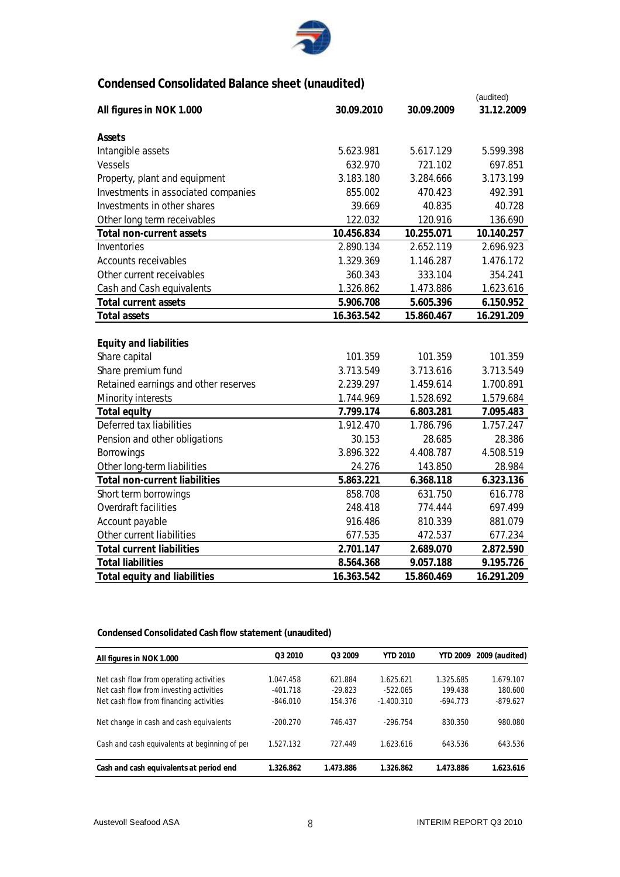## Condensed Consolidated Balance sheet (unaudited)

| All figures in NOK 1.000 | 30.09.2010 | 30.09.2009 | (audited) 31.12.2009 |
|---|---|---|---|
| **Assets** | | | |
| Intangible assets | 5.623.981 | 5.617.129 | 5.599.398 |
| Vessels | 632.970 | 721.102 | 697.851 |
| Property, plant and equipment | 3.183.180 | 3.284.666 | 3.173.199 |
| Investments in associated companies | 855.002 | 470.423 | 492.391 |
| Investments in other shares | 39.669 | 40.835 | 40.728 |
| Other long term receivables | 122.032 | 120.916 | 136.690 |
| **Total non-current assets** | **10.456.834** | **10.255.071** | **10.140.257** |
| Inventories | 2.890.134 | 2.652.119 | 2.696.923 |
| Accounts receivables | 1.329.369 | 1.146.287 | 1.476.172 |
| Other current receivables | 360.343 | 333.104 | 354.241 |
| Cash and Cash equivalents | 1.326.862 | 1.473.886 | 1.623.616 |
| **Total current assets** | **5.906.708** | **5.605.396** | **6.150.952** |
| **Total assets** | **16.363.542** | **15.860.467** | **16.291.209** |
| | | | |
| **Equity and liabilities** | | | |
| Share capital | 101.359 | 101.359 | 101.359 |
| Share premium fund | 3.713.549 | 3.713.616 | 3.713.549 |
| Retained earnings and other reserves | 2.239.297 | 1.459.614 | 1.700.891 |
| Minority interests | 1.744.969 | 1.528.692 | 1.579.684 |
| **Total equity** | **7.799.174** | **6.803.281** | **7.095.483** |
| Deferred tax liabilities | 1.912.470 | 1.786.796 | 1.757.247 |
| Pension and other obligations | 30.153 | 28.685 | 28.386 |
| Borrowings | 3.896.322 | 4.408.787 | 4.508.519 |
| Other long-term liabilities | 24.276 | 143.850 | 28.984 |
| **Total non-current liabilities** | **5.863.221** | **6.368.118** | **6.323.136** |
| Short term borrowings | 858.708 | 631.750 | 616.778 |
| Overdraft facilities | 248.418 | 774.444 | 697.499 |
| Account payable | 916.486 | 810.339 | 881.079 |
| Other current liabilities | 677.535 | 472.537 | 677.234 |
| **Total current liabilities** | **2.701.147** | **2.689.070** | **2.872.590** |
| **Total liabilities** | **8.564.368** | **9.057.188** | **9.195.726** |
| **Total equity and liabilities** | **16.363.542** | **15.860.469** | **16.291.209** |

## Condensed Consolidated Cash flow statement (unaudited)

| All figures in NOK 1.000 | Q3 2010 | Q3 2009 | YTD 2010 | YTD 2009 | 2009 (audited) |
|---|---|---|---|---|---|
| Net cash flow from operating activities | 1.047.458 | 621.884 | 1.625.621 | 1.325.685 | 1.679.107 |
| Net cash flow from investing activities | -401.718 | -29.823 | -522.065 | 199.438 | 180.600 |
| Net cash flow from financing activities | -846.010 | 154.376 | -1.400.310 | -694.773 | -879.627 |
| Net change in cash and cash equivalents | -200.270 | 746.437 | -296.754 | 830.350 | 980.080 |
| Cash and cash equivalents at beginning of pei | 1.527.132 | 727.449 | 1.623.616 | 643.536 | 643.536 |
| **Cash and cash equivalents at period end** | **1.326.862** | **1.473.886** | **1.326.862** | **1.473.886** | **1.623.616** |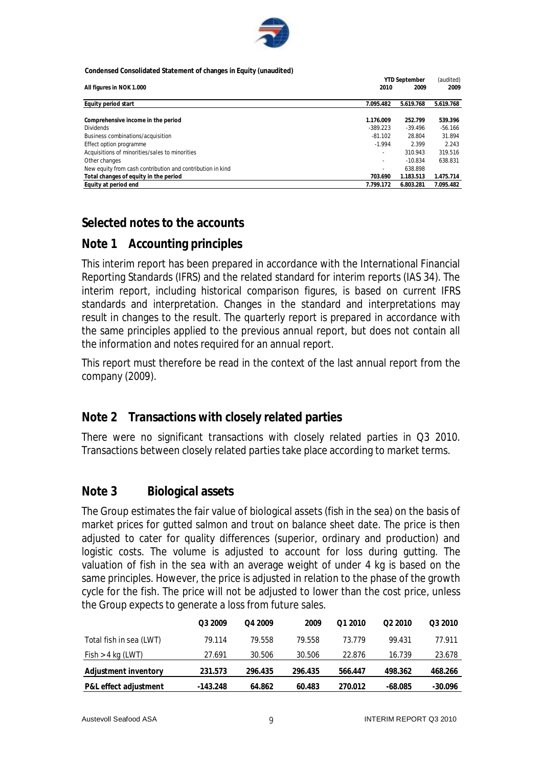**Condensed Consolidated Statement of changes in Equity (unaudited)**

| All figures in NOK 1.000 | YTD September 2010 | YTD September 2009 | (audited) 2009 |
|---|---|---|---|
| **Equity period start** | **7.095.482** | **5.619.768** | **5.619.768** |
| | | | |
| **Comprehensive income in the period** | **1.176.009** | **252.799** | **539.396** |
| Dividends | -389.223 | -39.496 | -56.166 |
| Business combinations/acquisition | -81.102 | 28.804 | 31.894 |
| Effect option programme | -1.994 | 2.399 | 2.243 |
| Acquisitions of minorities/sales to minorities | - | 310.943 | 319.516 |
| Other changes | - | -10.834 | 638.831 |
| New equity from cash contribution and contribution in kind | - | 638.898 | |
| **Total changes of equity in the period** | **703.690** | **1.183.513** | **1.475.714** |
| **Equity at period end** | **7.799.172** | **6.803.281** | **7.095.482** |

## Selected notes to the accounts

## Note 1 Accounting principles

This interim report has been prepared in accordance with the International Financial Reporting Standards (IFRS) and the related standard for interim reports (IAS 34). The interim report, including historical comparison figures, is based on current IFRS standards and interpretation. Changes in the standard and interpretations may result in changes to the result. The quarterly report is prepared in accordance with the same principles applied to the previous annual report, but does not contain all the information and notes required for an annual report.

This report must therefore be read in the context of the last annual report from the company (2009).

## Note 2 Transactions with closely related parties

There were no significant transactions with closely related parties in Q3 2010. Transactions between closely related parties take place according to market terms.

## Note 3 Biological assets

The Group estimates the fair value of biological assets (fish in the sea) on the basis of market prices for gutted salmon and trout on balance sheet date. The price is then adjusted to cater for quality differences (superior, ordinary and production) and logistic costs. The volume is adjusted to account for loss during gutting. The valuation of fish in the sea with an average weight of under 4 kg is based on the same principles. However, the price is adjusted in relation to the phase of the growth cycle for the fish. The price will not be adjusted to lower than the cost price, unless the Group expects to generate a loss from future sales.

| | Q3 2009 | Q4 2009 | 2009 | Q1 2010 | Q2 2010 | Q3 2010 |
|---|---|---|---|---|---|---|
| Total fish in sea (LWT) | 79.114 | 79.558 | 79.558 | 73.779 | 99.431 | 77.911 |
| Fish > 4 kg (LWT) | 27.691 | 30.506 | 30.506 | 22.876 | 16.739 | 23.678 |
| **Adjustment inventory** | **231.573** | **296.435** | **296.435** | **566.447** | **498.362** | **468.266** |
| **P&L effect adjustment** | **-143.248** | **64.862** | **60.483** | **270.012** | **-68.085** | **-30.096** |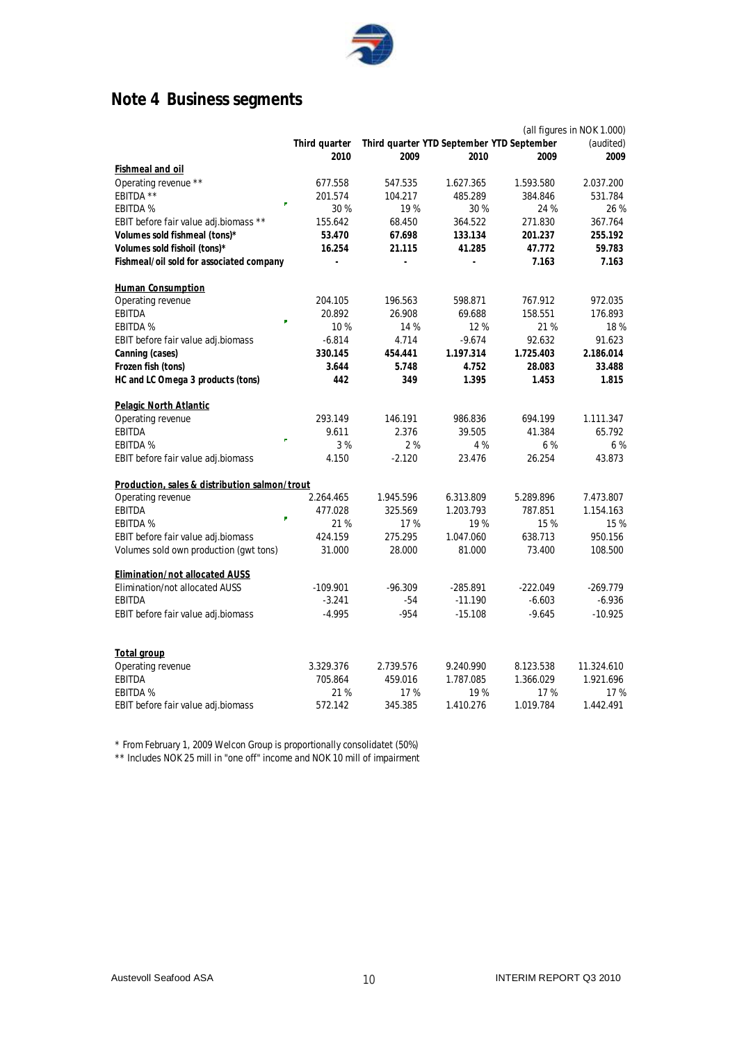# Note 4 Business segments

| | | | | | (all figures in NOK 1.000) |
|---|---|---|---|---|---|
| | Third quarter | Third quarter | YTD September | YTD September | (audited) |
| | 2010 | 2009 | 2010 | 2009 | 2009 |
| **Fishmeal and oil** | | | | | |
| Operating revenue ** | 677.558 | 547.535 | 1.627.365 | 1.593.580 | 2.037.200 |
| EBITDA ** | 201.574 | 104.217 | 485.289 | 384.846 | 531.784 |
| EBITDA % | 30 % | 19 % | 30 % | 24 % | 26 % |
| EBIT before fair value adj.biomass ** | 155.642 | 68.450 | 364.522 | 271.830 | 367.764 |
| **Volumes sold fishmeal (tons)*** | **53.470** | **67.698** | **133.134** | **201.237** | **255.192** |
| **Volumes sold fishoil (tons)*** | **16.254** | **21.115** | **41.285** | **47.772** | **59.783** |
| **Fishmeal/oil sold for associated company** | **-** | **-** | **-** | **7.163** | **7.163** |
| **Human Consumption** | | | | | |
| Operating revenue | 204.105 | 196.563 | 598.871 | 767.912 | 972.035 |
| EBITDA | 20.892 | 26.908 | 69.688 | 158.551 | 176.893 |
| EBITDA % | 10 % | 14 % | 12 % | 21 % | 18 % |
| EBIT before fair value adj.biomass | -6.814 | 4.714 | -9.674 | 92.632 | 91.623 |
| **Canning (cases)** | **330.145** | **454.441** | **1.197.314** | **1.725.403** | **2.186.014** |
| **Frozen fish (tons)** | **3.644** | **5.748** | **4.752** | **28.083** | **33.488** |
| **HC and LC Omega 3 products (tons)** | **442** | **349** | **1.395** | **1.453** | **1.815** |
| **Pelagic North Atlantic** | | | | | |
| Operating revenue | 293.149 | 146.191 | 986.836 | 694.199 | 1.111.347 |
| EBITDA | 9.611 | 2.376 | 39.505 | 41.384 | 65.792 |
| EBITDA % | 3 % | 2 % | 4 % | 6 % | 6 % |
| EBIT before fair value adj.biomass | 4.150 | -2.120 | 23.476 | 26.254 | 43.873 |
| **Production, sales & distribution salmon/trout** | | | | | |
| Operating revenue | 2.264.465 | 1.945.596 | 6.313.809 | 5.289.896 | 7.473.807 |
| EBITDA | 477.028 | 325.569 | 1.203.793 | 787.851 | 1.154.163 |
| EBITDA % | 21 % | 17 % | 19 % | 15 % | 15 % |
| EBIT before fair value adj.biomass | 424.159 | 275.295 | 1.047.060 | 638.713 | 950.156 |
| Volumes sold own production (gwt tons) | 31.000 | 28.000 | 81.000 | 73.400 | 108.500 |
| **Elimination/not allocated AUSS** | | | | | |
| Elimination/not allocated AUSS | -109.901 | -96.309 | -285.891 | -222.049 | -269.779 |
| EBITDA | -3.241 | -54 | -11.190 | -6.603 | -6.936 |
| EBIT before fair value adj.biomass | -4.995 | -954 | -15.108 | -9.645 | -10.925 |
| **Total group** | | | | | |
| Operating revenue | 3.329.376 | 2.739.576 | 9.240.990 | 8.123.538 | 11.324.610 |
| EBITDA | 705.864 | 459.016 | 1.787.085 | 1.366.029 | 1.921.696 |
| EBITDA % | 21 % | 17 % | 19 % | 17 % | 17 % |
| EBIT before fair value adj.biomass | 572.142 | 345.385 | 1.410.276 | 1.019.784 | 1.442.491 |

* From February 1, 2009 Welcon Group is proportionally consolidatet (50%)

** Includes NOK 25 mill in "one off" income and NOK 10 mill of impairment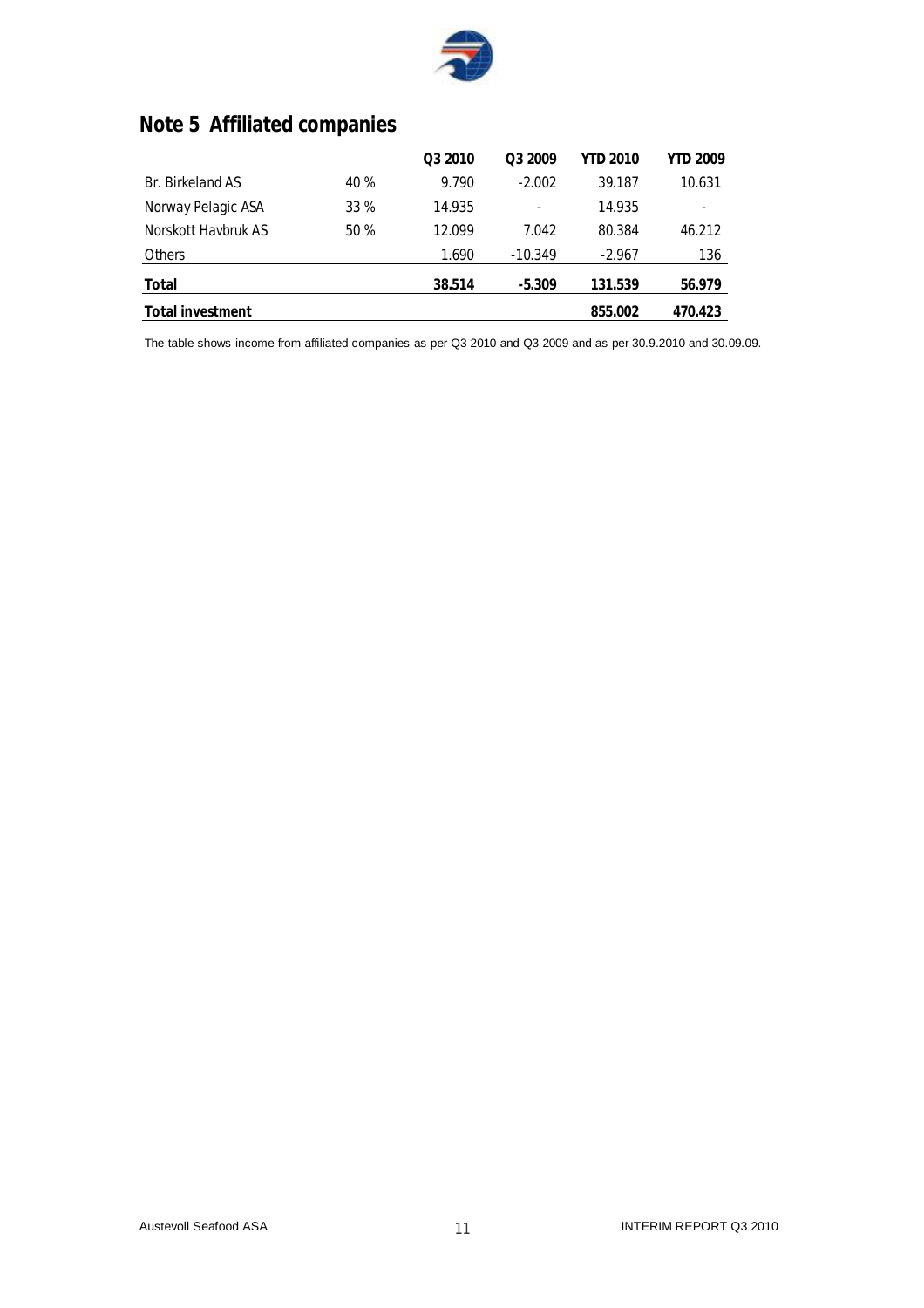## Note 5 Affiliated companies

| | | Q3 2010 | Q3 2009 | YTD 2010 | YTD 2009 |
|---|---|---|---|---|---|
| Br. Birkeland AS | 40 % | 9.790 | -2.002 | 39.187 | 10.631 |
| Norway Pelagic ASA | 33 % | 14.935 | - | 14.935 | - |
| Norskott Havbruk AS | 50 % | 12.099 | 7.042 | 80.384 | 46.212 |
| Others | | 1.690 | -10.349 | -2.967 | 136 |
| **Total** | | **38.514** | **-5.309** | **131.539** | **56.979** |
| **Total investment** | | | | **855.002** | **470.423** |

The table shows income from affiliated companies as per Q3 2010 and Q3 2009 and as per 30.9.2010 and 30.09.09.